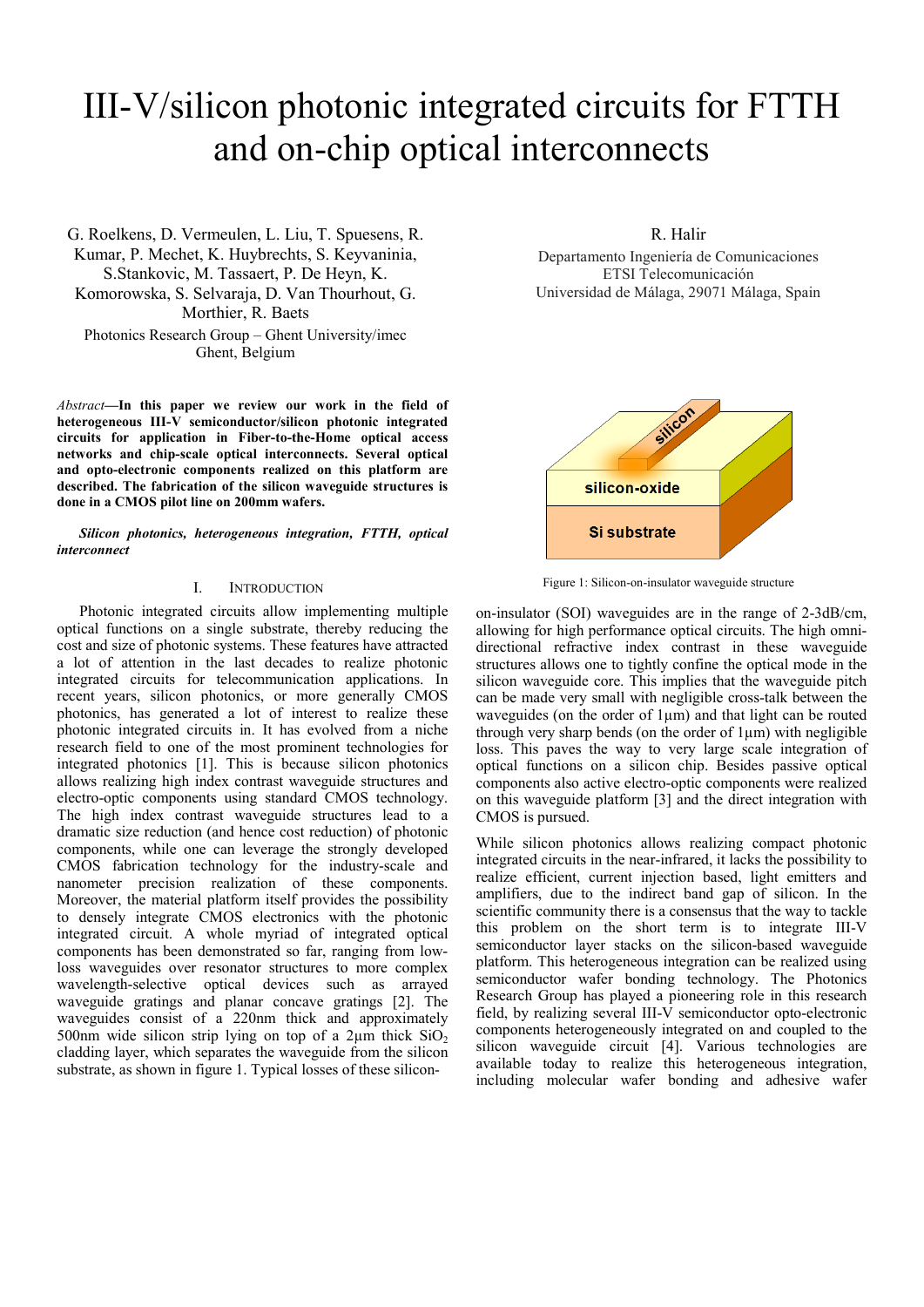# III-V/silicon photonic integrated circuits for FTTH and on-chip optical interconnects

G. Roelkens, D. Vermeulen, L. Liu, T. Spuesens, R. Kumar, P. Mechet, K. Huybrechts, S. Keyvaninia, S.Stankovic, M. Tassaert, P. De Heyn, K. Komorowska, S. Selvaraja, D. Van Thourhout, G. Morthier, R. Baets

Photonics Research Group – Ghent University/imec
Ghent, Belgium

R. Halir

Departamento Ingeniería de Comunicaciones
ETSI Telecomunicación
Universidad de Málaga, 29071 Málaga, Spain

*Abstract*—**In this paper we review our work in the field of heterogeneous III-V semiconductor/silicon photonic integrated circuits for application in Fiber-to-the-Home optical access networks and chip-scale optical interconnects. Several optical and opto-electronic components realized on this platform are described. The fabrication of the silicon waveguide structures is done in a CMOS pilot line on 200mm wafers.**

***Silicon photonics, heterogeneous integration, FTTH, optical interconnect***

## I. Introduction

Photonic integrated circuits allow implementing multiple optical functions on a single substrate, thereby reducing the cost and size of photonic systems. These features have attracted a lot of attention in the last decades to realize photonic integrated circuits for telecommunication applications. In recent years, silicon photonics, or more generally CMOS photonics, has generated a lot of interest to realize these photonic integrated circuits. It has evolved from a niche research field to one of the most prominent technologies for integrated photonics [1]. This is because silicon photonics allows realizing high index contrast waveguide structures and electro-optic components using standard CMOS technology. The high index contrast waveguide structures lead to a dramatic size reduction (and hence cost reduction) of photonic components, while one can leverage the strongly developed CMOS fabrication technology for the industry-scale and nanometer precision realization of these components. Moreover, the material platform itself provides the possibility to densely integrate CMOS electronics with the photonic integrated circuit. A whole myriad of integrated optical components has been demonstrated so far, ranging from low-loss waveguides over resonator structures to more complex wavelength-selective optical devices such as arrayed waveguide gratings and planar concave gratings [2]. The waveguides consist of a 220nm thick and approximately 500nm wide silicon strip lying on top of a 2µm thick $SiO_2$ cladding layer, which separates the waveguide from the silicon substrate, as shown in figure 1. Typical losses of these silicon-on-insulator (SOI) waveguides are in the range of 2-3dB/cm, allowing for high performance optical circuits. The high omni-directional refractive index contrast in these waveguide structures allows one to tightly confine the optical mode in the silicon waveguide core. This implies that the waveguide pitch can be made very small with negligible cross-talk between the waveguides (on the order of 1µm) and that light can be routed through very sharp bends (on the order of 1µm) with negligible loss. This paves the way to very large scale integration of optical functions on a silicon chip. Besides passive optical components also active electro-optic components were realized on this waveguide platform [3] and the direct integration with CMOS is pursued.

Figure 1: Silicon-on-insulator waveguide structure

While silicon photonics allows realizing compact photonic integrated circuits in the near-infrared, it lacks the possibility to realize efficient, current injection based, light emitters and amplifiers, due to the indirect band gap of silicon. In the scientific community there is a consensus that the way to tackle this problem on the short term is to integrate III-V semiconductor layer stacks on the silicon-based waveguide platform. This heterogeneous integration can be realized using semiconductor wafer bonding technology. The Photonics Research Group has played a pioneering role in this research field, by realizing several III-V semiconductor opto-electronic components heterogeneously integrated on and coupled to the silicon waveguide circuit [4]. Various technologies are available today to realize this heterogeneous integration, including molecular wafer bonding and adhesive wafer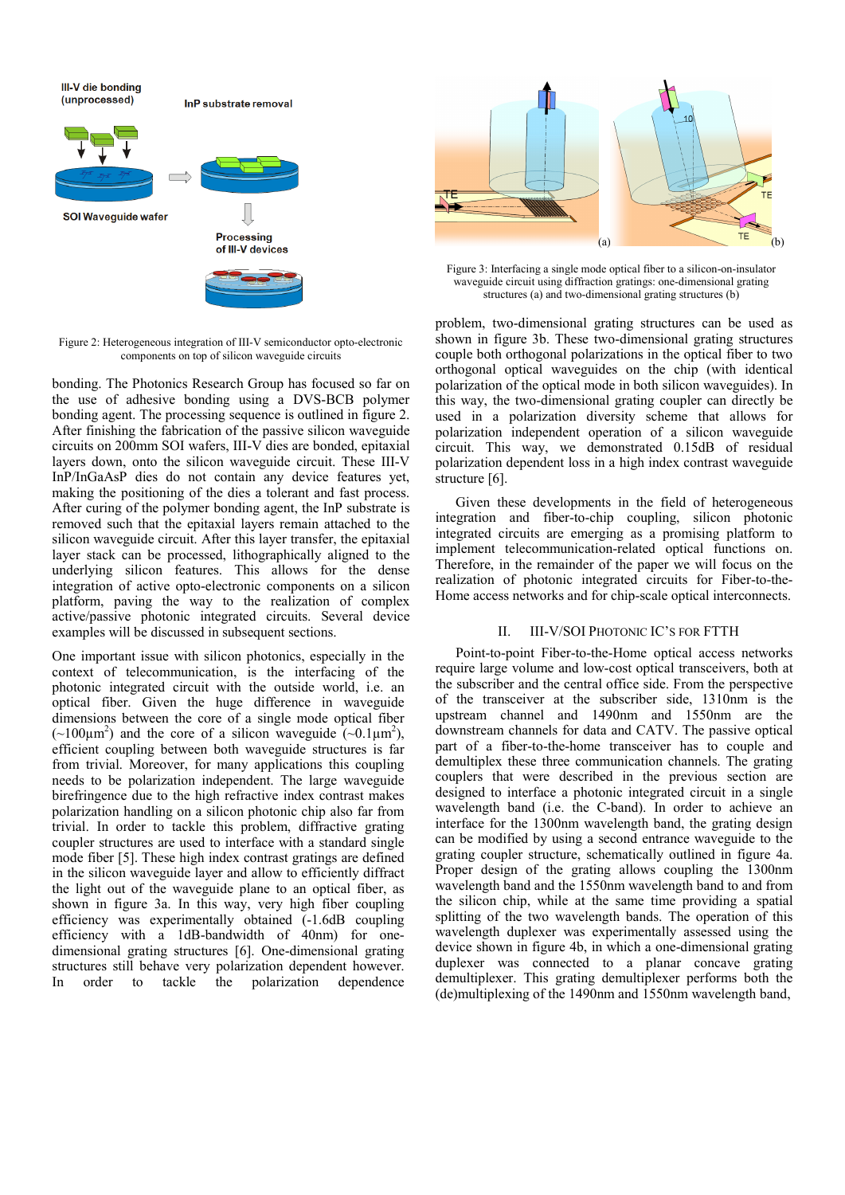Figure 2: Heterogeneous integration of III-V semiconductor opto-electronic components on top of silicon waveguide circuits

bonding. The Photonics Research Group has focused so far on the use of adhesive bonding using a DVS-BCB polymer bonding agent. The processing sequence is outlined in figure 2. After finishing the fabrication of the passive silicon waveguide circuits on 200mm SOI wafers, III-V dies are bonded, epitaxial layers down, onto the silicon waveguide circuit. These III-V InP/InGaAsP dies do not contain any device features yet, making the positioning of the dies a tolerant and fast process. After curing of the polymer bonding agent, the InP substrate is removed such that the epitaxial layers remain attached to the silicon waveguide circuit. After this layer transfer, the epitaxial layer stack can be processed, lithographically aligned to the underlying silicon features. This allows for the dense integration of active opto-electronic components on a silicon platform, paving the way to the realization of complex active/passive photonic integrated circuits. Several device examples will be discussed in subsequent sections.

One important issue with silicon photonics, especially in the context of telecommunication, is the interfacing of the photonic integrated circuit with the outside world, i.e. an optical fiber. Given the huge difference in waveguide dimensions between the core of a single mode optical fiber (~100µm$^2$) and the core of a silicon waveguide (~0.1µm$^2$), efficient coupling between both waveguide structures is far from trivial. Moreover, for many applications this coupling needs to be polarization independent. The large waveguide birefringence due to the high refractive index contrast makes polarization handling on a silicon photonic chip also far from trivial. In order to tackle this problem, diffractive grating coupler structures are used to interface with a standard single mode fiber [5]. These high index contrast gratings are defined in the silicon waveguide layer and allow to efficiently diffract the light out of the waveguide plane to an optical fiber, as shown in figure 3a. In this way, very high fiber coupling efficiency was experimentally obtained (-1.6dB coupling efficiency with a 1dB-bandwidth of 40nm) for one-dimensional grating structures [6]. One-dimensional grating structures still behave very polarization dependent however. In order to tackle the polarization dependence problem, two-dimensional grating structures can be used as shown in figure 3b. These two-dimensional grating structures couple both orthogonal polarizations in the optical fiber to two orthogonal optical waveguides on the chip (with identical polarization of the optical mode in both silicon waveguides). In this way, the two-dimensional grating coupler can directly be used in a polarization diversity scheme that allows for polarization independent operation of a silicon waveguide circuit. This way, we demonstrated 0.15dB of residual polarization dependent loss in a high index contrast waveguide structure [6].

Figure 3: Interfacing a single mode optical fiber to a silicon-on-insulator waveguide circuit using diffraction gratings: one-dimensional grating structures (a) and two-dimensional grating structures (b)

Given these developments in the field of heterogeneous integration and fiber-to-chip coupling, silicon photonic integrated circuits are emerging as a promising platform to implement telecommunication-related optical functions on. Therefore, in the remainder of the paper we will focus on the realization of photonic integrated circuits for Fiber-to-the-Home access networks and for chip-scale optical interconnects.

## II. III-V/SOI Photonic IC's for FTTH

Point-to-point Fiber-to-the-Home optical access networks require large volume and low-cost optical transceivers, both at the subscriber and the central office side. From the perspective of the transceiver at the subscriber side, 1310nm is the upstream channel and 1490nm and 1550nm are the downstream channels for data and CATV. The passive optical part of a fiber-to-the-home transceiver has to couple and demultiplex these three communication channels. The grating couplers that were described in the previous section are designed to interface a photonic integrated circuit in a single wavelength band (i.e. the C-band). In order to achieve an interface for the 1300nm wavelength band, the grating design can be modified by using a second entrance waveguide to the grating coupler structure, schematically outlined in figure 4a. Proper design of the grating allows coupling the 1300nm wavelength band and the 1550nm wavelength band to and from the silicon chip, while at the same time providing a spatial splitting of the two wavelength bands. The operation of this wavelength duplexer was experimentally assessed using the device shown in figure 4b, in which a one-dimensional grating duplexer was connected to a planar concave grating demultiplexer. This grating demultiplexer performs both the (de)multiplexing of the 1490nm and 1550nm wavelength band,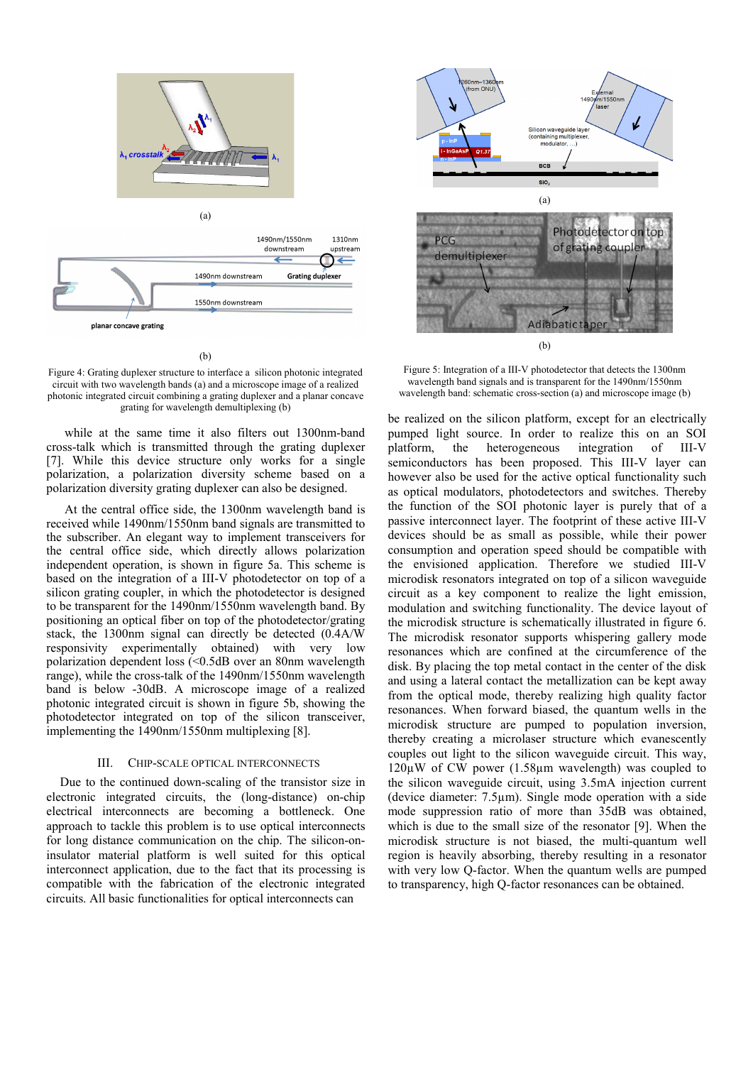(a)

(b)

Figure 4: Grating duplexer structure to interface a silicon photonic integrated circuit with two wavelength bands (a) and a microscope image of a realized photonic integrated circuit combining a grating duplexer and a planar concave grating for wavelength demultiplexing (b)

while at the same time it also filters out 1300nm-band cross-talk which is transmitted through the grating duplexer [7]. While this device structure only works for a single polarization, a polarization diversity scheme based on a polarization diversity grating duplexer can also be designed.

At the central office side, the 1300nm wavelength band is received while 1490nm/1550nm band signals are transmitted to the subscriber. An elegant way to implement transceivers for the central office side, which directly allows polarization independent operation, is shown in figure 5a. This scheme is based on the integration of a III-V photodetector on top of a silicon grating coupler, in which the photodetector is designed to be transparent for the 1490nm/1550nm wavelength band. By positioning an optical fiber on top of the photodetector/grating stack, the 1300nm signal can directly be detected (0.4A/W responsivity experimentally obtained) with very low polarization dependent loss (<0.5dB over an 80nm wavelength range), while the cross-talk of the 1490nm/1550nm wavelength band is below -30dB. A microscope image of a realized photonic integrated circuit is shown in figure 5b, showing the photodetector integrated on top of the silicon transceiver, implementing the 1490nm/1550nm multiplexing [8].

## III. Chip-scale optical interconnects

Due to the continued down-scaling of the transistor size in electronic integrated circuits, the (long-distance) on-chip electrical interconnects are becoming a bottleneck. One approach to tackle this problem is to use optical interconnects for long distance communication on the chip. The silicon-on-insulator material platform is well suited for this optical interconnect application, due to the fact that its processing is compatible with the fabrication of the electronic integrated circuits. All basic functionalities for optical interconnects can

(a)

(b)

Figure 5: Integration of a III-V photodetector that detects the 1300nm wavelength band signals and is transparent for the 1490nm/1550nm wavelength band: schematic cross-section (a) and microscope image (b)

be realized on the silicon platform, except for an electrically pumped light source. In order to realize this on an SOI platform, the heterogeneous integration of III-V semiconductors has been proposed. This III-V layer can however also be used for the active optical functionality such as optical modulators, photodetectors and switches. Thereby the function of the SOI photonic layer is purely that of a passive interconnect layer. The footprint of these active III-V devices should be as small as possible, while their power consumption and operation speed should be compatible with the envisioned application. Therefore we studied III-V microdisk resonators integrated on top of a silicon waveguide circuit as a key component to realize the light emission, modulation and switching functionality. The device layout of the microdisk structure is schematically illustrated in figure 6. The microdisk resonator supports whispering gallery mode resonances which are confined at the circumference of the disk. By placing the top metal contact in the center of the disk and using a lateral contact the metallization can be kept away from the optical mode, thereby realizing high quality factor resonances. When forward biased, the quantum wells in the microdisk structure are pumped to population inversion, thereby creating a microlaser structure which evanescently couples out light to the silicon waveguide circuit. This way, 120µW of CW power (1.58µm wavelength) was coupled to the silicon waveguide circuit, using 3.5mA injection current (device diameter: 7.5µm). Single mode operation with a side mode suppression ratio of more than 35dB was obtained, which is due to the small size of the resonator [9]. When the microdisk structure is not biased, the multi-quantum well region is heavily absorbing, thereby resulting in a resonator with very low Q-factor. When the quantum wells are pumped to transparency, high Q-factor resonances can be obtained.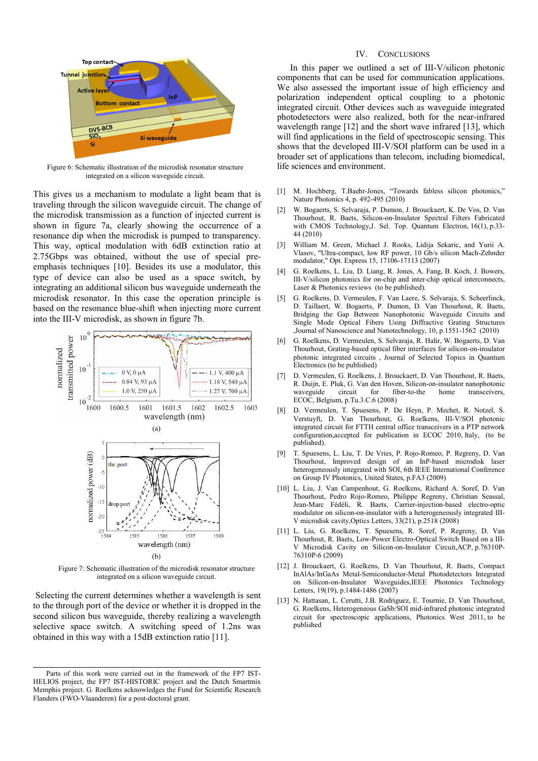Top contact
Tunnel junction
Active layer
InP
Bottom contact
DVS-BCB
$SiO_2$
Si
Si waveguide

Figure 6: Schematic illustration of the microdisk resonator structure integrated on a silicon waveguide circuit.

This gives us a mechanism to modulate a light beam that is traveling through the silicon waveguide circuit. The change of the microdisk transmission as a function of injected current is shown in figure 7a, clearly showing the occurrence of a resonance dip when the microdisk is pumped to transparency. This way, optical modulation with 6dB extinction ratio at 2.75Gbps was obtained, without the use of special pre-emphasis techniques [10]. Besides its use a modulator, this type of device can also be used as a space switch, by integrating an additional silicon bus waveguide underneath the microdisk resonator. In this case the operation principle is based on the resonance blue-shift when injecting more current into the III-V microdisk, as shown in figure 7b.

normalized transmitted power
$10^0$
$10^{-1}$
$10^{-2}$
0 V, 0 µA
0.84 V, 93 µA
1.0 V, 250 µA
1.1 V, 400 µA
1.18 V, 540 µA
1.27 V, 700 µA
1600 1600.5 1601 1601.5 1602 1602.5 1603
wavelength (nm)
(a)

normalized power (dB)
5 0 -5 -10 -15 -20 -25
thr. port
drop port
1584 1585 1586 1587 1588
wavelength (nm)
(b)

Figure 7: Schematic illustration of the microdisk resonator structure integrated on a silicon waveguide circuit.

Selecting the current determines whether a wavelength is sent to the through port of the device or whether it is dropped in the second silicon bus waveguide, thereby realizing a wavelength selective space switch. A switching speed of 1.2ns was obtained in this way with a 15dB extinction ratio [11].

Parts of this work were carried out in the framework of the FP7 IST-HELIOS project, the FP7 IST-HISTORIC project and the Dutch Smartmix Memphis project. G. Roelkens acknowledges the Fund for Scientific Research Flanders (FWO-Vlaanderen) for a post-doctoral grant.

## IV. Conclusions

In this paper we outlined a set of III-V/silicon photonic components that can be used for communication applications. We also assessed the important issue of high efficiency and polarization independent optical coupling to a photonic integrated circuit. Other devices such as waveguide integrated photodetectors were also realized, both for the near-infrared wavelength range [12] and the short wave infrared [13], which will find applications in the field of spectroscopic sensing. This shows that the developed III-V/SOI platform can be used in a broader set of applications than telecom, including biomedical, life sciences and environment.

[1] M. Hochberg, T.Baehr-Jones, “Towards fabless silicon photonics,” Nature Photonics 4, p. 492-495 (2010)

[2] W. Bogaerts, S. Selvaraja, P. Dumon, J. Brouckaert, K. De Vos, D. Van Thourhout, R. Baets, Silicon-on-Insulator Spectral Filters Fabricated with CMOS Technology,J. Sel. Top. Quantum Electron, 16(1), p.33-44 (2010)

[3] William M. Green, Michael J. Rooks, Lidija Sekaric, and Yurii A. Vlasov, "Ultra-compact, low RF power, 10 Gb/s silicon Mach-Zehnder modulator," Opt. Express 15, 17106-17113 (2007)

[4] G. Roelkens, L. Liu, D. Liang, R. Jones, A. Fang, B. Koch, J. Bowers, III-V/silicon photonics for on-chip and inter-chip optical interconnects, Laser & Photonics reviews (to be published).

[5] G. Roelkens, D. Vermeulen, F. Van Laere, S. Selvaraja, S. Scheerlinck, D. Taillaert, W. Bogaerts, P. Dumon, D. Van Thourhout, R. Baets, Bridging the Gap Between Nanophotonic Waveguide Circuits and Single Mode Optical Fibers Using Diffractive Grating Structures ,Journal of Nanoscience and Nanotechnology, 10, p.1551-1562 (2010)

[6] G. Roelkens, D. Vermeulen, S. Selvaraja, R. Halir, W. Bogaerts, D. Van Thourhout, Grating-based optical fiber interfaces for silicon-on-insulator photonic integrated circuits , Journal of Selected Topics in Quantum Electronics (to be published)

[7] D. Vermeulen, G. Roelkens, J. Brouckaert, D. Van Thourhout, R. Baets, R. Duijn, E. Pluk, G. Van den Hoven, Silicon-on-insulator nanophotonic waveguide circuit for fiber-to-the home transceivers, ECOC, Belgium, p.Tu.3.C.6 (2008)

[8] D. Vermeulen, T. Spuesens, P. De Heyn, P. Mechet, R. Notzel, S. Verstuyft, D. Van Thourhout, G. Roelkens, III-V/SOI photonic integrated circuit for FTTH central office transceivers in a PTP network configuration,accepted for publication in ECOC 2010, Italy, (to be published).

[9] T. Spuesens, L. Liu, T. De Vries, P. Rojo-Romeo, P. Regreny, D. Van Thourhout, Improved design of an InP-based microdisk laser heterogeneously integrated with SOI, 6th IEEE International Conference on Group IV Photonics, United States, p.FA3 (2009)

[10] L. Liu, J. Van Campenhout, G. Roelkens, Richard A. Soref, D. Van Thourhout, Pedro Rojo-Romeo, Philippe Regreny, Christian Seassal, Jean-Marc Fédéli, R. Baets, Carrier-injection-based electro-optic modulator on silicon-on-insulator with a heterogeneously integrated III-V microdisk cavity,Optics Letters, 33(21), p.2518 (2008)

[11] L. Liu, G. Roelkens, T. Spuesens, R. Soref, P. Regreny, D. Van Thourhout, R. Baets, Low-Power Electro-Optical Switch Based on a III-V Microdisk Cavity on Silicon-on-Insulator Circuit,ACP, p.76310P-76310P-6 (2009)

[12] J. Brouckaert, G. Roelkens, D. Van Thourhout, R. Baets, Compact InAlAs/InGaAs Metal-Semiconductor-Metal Photodetectors Integrated on Silicon-on-Insulator Waveguides,IEEE Photonics Technology Letters, 19(19), p.1484-1486 (2007)

[13] N. Hattasan, L. Cerutti, J.B. Rodriguez, E. Tournie, D. Van Thourhout, G. Roelkens, Heterogeneous GaSb/SOI mid-infrared photonic integrated circuit for spectroscopic applications, Photonics West 2011, to be published